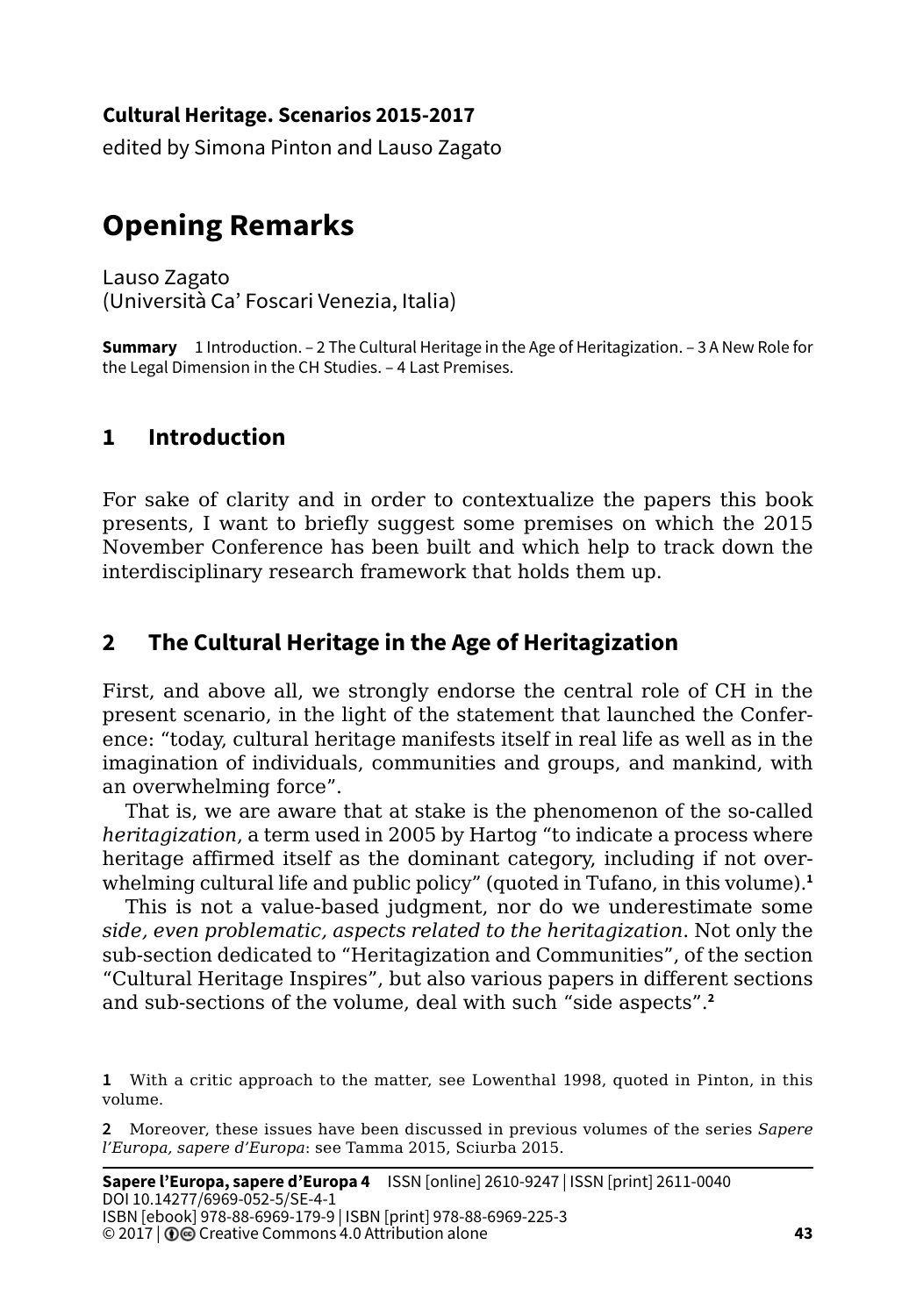**Cultural Heritage. Scenarios 2015-2017**

edited by Simona Pinton and Lauso Zagato

# Opening Remarks

Lauso Zagato
(Università Ca' Foscari Venezia, Italia)

**Summary** 1 Introduction. – 2 The Cultural Heritage in the Age of Heritagization. – 3 A New Role for the Legal Dimension in the CH Studies. – 4 Last Premises.

## 1 Introduction

For sake of clarity and in order to contextualize the papers this book presents, I want to briefly suggest some premises on which the 2015 November Conference has been built and which help to track down the interdisciplinary research framework that holds them up.

## 2 The Cultural Heritage in the Age of Heritagization

First, and above all, we strongly endorse the central role of CH in the present scenario, in the light of the statement that launched the Conference: "today, cultural heritage manifests itself in real life as well as in the imagination of individuals, communities and groups, and mankind, with an overwhelming force".

That is, we are aware that at stake is the phenomenon of the so-called *heritagization*, a term used in 2005 by Hartog "to indicate a process where heritage affirmed itself as the dominant category, including if not overwhelming cultural life and public policy" (quoted in Tufano, in this volume).[1]

This is not a value-based judgment, nor do we underestimate some *side, even problematic, aspects related to the heritagization*. Not only the sub-section dedicated to "Heritagization and Communities", of the section "Cultural Heritage Inspires", but also various papers in different sections and sub-sections of the volume, deal with such "side aspects".[2]

1 With a critic approach to the matter, see Lowenthal 1998, quoted in Pinton, in this volume.

2 Moreover, these issues have been discussed in previous volumes of the series *Sapere l'Europa, sapere d'Europa*: see Tamma 2015, Sciurba 2015.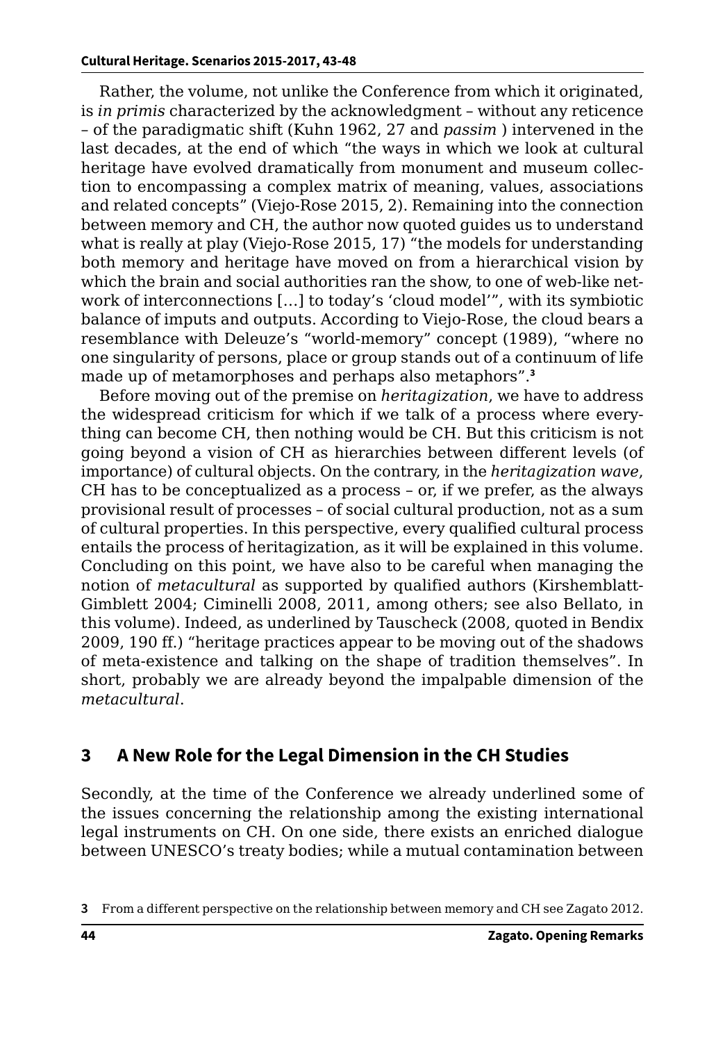Rather, the volume, not unlike the Conference from which it originated, is *in primis* characterized by the acknowledgment – without any reticence – of the paradigmatic shift (Kuhn 1962, 27 and *passim* ) intervened in the last decades, at the end of which "the ways in which we look at cultural heritage have evolved dramatically from monument and museum collection to encompassing a complex matrix of meaning, values, associations and related concepts" (Viejo-Rose 2015, 2). Remaining into the connection between memory and CH, the author now quoted guides us to understand what is really at play (Viejo-Rose 2015, 17) "the models for understanding both memory and heritage have moved on from a hierarchical vision by which the brain and social authorities ran the show, to one of web-like network of interconnections […] to today's 'cloud model'", with its symbiotic balance of imputs and outputs. According to Viejo-Rose, the cloud bears a resemblance with Deleuze's "world-memory" concept (1989), "where no one singularity of persons, place or group stands out of a continuum of life made up of metamorphoses and perhaps also metaphors".[3]

Before moving out of the premise on *heritagization*, we have to address the widespread criticism for which if we talk of a process where everything can become CH, then nothing would be CH. But this criticism is not going beyond a vision of CH as hierarchies between different levels (of importance) of cultural objects. On the contrary, in the *heritagization wave*, CH has to be conceptualized as a process – or, if we prefer, as the always provisional result of processes – of social cultural production, not as a sum of cultural properties. In this perspective, every qualified cultural process entails the process of heritagization, as it will be explained in this volume. Concluding on this point, we have also to be careful when managing the notion of *metacultural* as supported by qualified authors (Kirshemblatt-Gimblett 2004; Ciminelli 2008, 2011, among others; see also Bellato, in this volume). Indeed, as underlined by Tauscheck (2008, quoted in Bendix 2009, 190 ff.) "heritage practices appear to be moving out of the shadows of meta-existence and talking on the shape of tradition themselves". In short, probably we are already beyond the impalpable dimension of the *metacultural*.

## 3 A New Role for the Legal Dimension in the CH Studies

Secondly, at the time of the Conference we already underlined some of the issues concerning the relationship among the existing international legal instruments on CH. On one side, there exists an enriched dialogue between UNESCO's treaty bodies; while a mutual contamination between

3 From a different perspective on the relationship between memory and CH see Zagato 2012.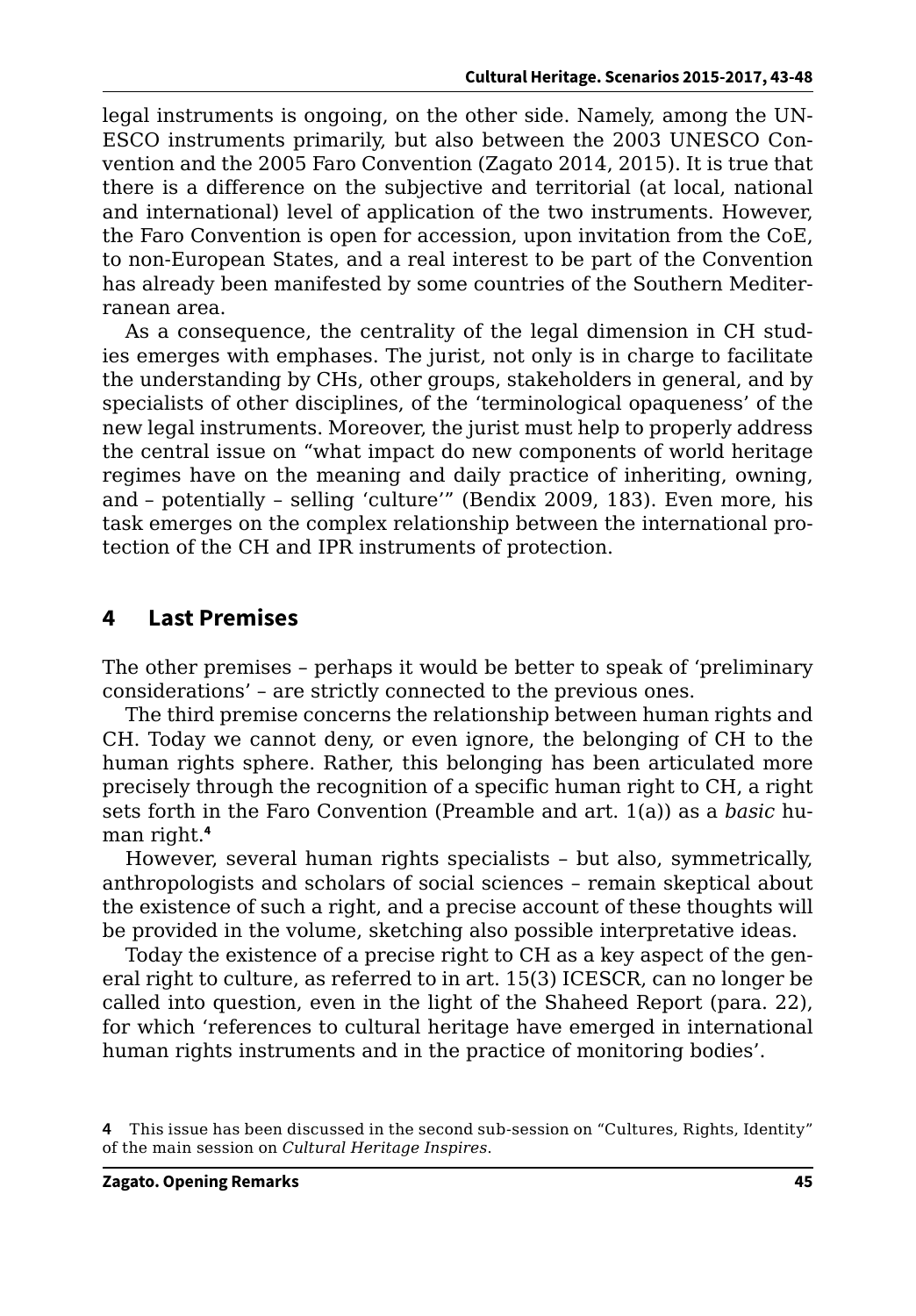legal instruments is ongoing, on the other side. Namely, among the UNESCO instruments primarily, but also between the 2003 UNESCO Convention and the 2005 Faro Convention (Zagato 2014, 2015). It is true that there is a difference on the subjective and territorial (at local, national and international) level of application of the two instruments. However, the Faro Convention is open for accession, upon invitation from the CoE, to non-European States, and a real interest to be part of the Convention has already been manifested by some countries of the Southern Mediterranean area.

As a consequence, the centrality of the legal dimension in CH studies emerges with emphases. The jurist, not only is in charge to facilitate the understanding by CHs, other groups, stakeholders in general, and by specialists of other disciplines, of the 'terminological opaqueness' of the new legal instruments. Moreover, the jurist must help to properly address the central issue on "what impact do new components of world heritage regimes have on the meaning and daily practice of inheriting, owning, and – potentially – selling 'culture'" (Bendix 2009, 183). Even more, his task emerges on the complex relationship between the international protection of the CH and IPR instruments of protection.

## 4 Last Premises

The other premises – perhaps it would be better to speak of 'preliminary considerations' – are strictly connected to the previous ones.

The third premise concerns the relationship between human rights and CH. Today we cannot deny, or even ignore, the belonging of CH to the human rights sphere. Rather, this belonging has been articulated more precisely through the recognition of a specific human right to CH, a right sets forth in the Faro Convention (Preamble and art. 1(a)) as a *basic* human right.[4]

However, several human rights specialists – but also, symmetrically, anthropologists and scholars of social sciences – remain skeptical about the existence of such a right, and a precise account of these thoughts will be provided in the volume, sketching also possible interpretative ideas.

Today the existence of a precise right to CH as a key aspect of the general right to culture, as referred to in art. 15(3) ICESCR, can no longer be called into question, even in the light of the Shaheed Report (para. 22), for which 'references to cultural heritage have emerged in international human rights instruments and in the practice of monitoring bodies'.

**4** This issue has been discussed in the second sub-session on "Cultures, Rights, Identity" of the main session on *Cultural Heritage Inspires*.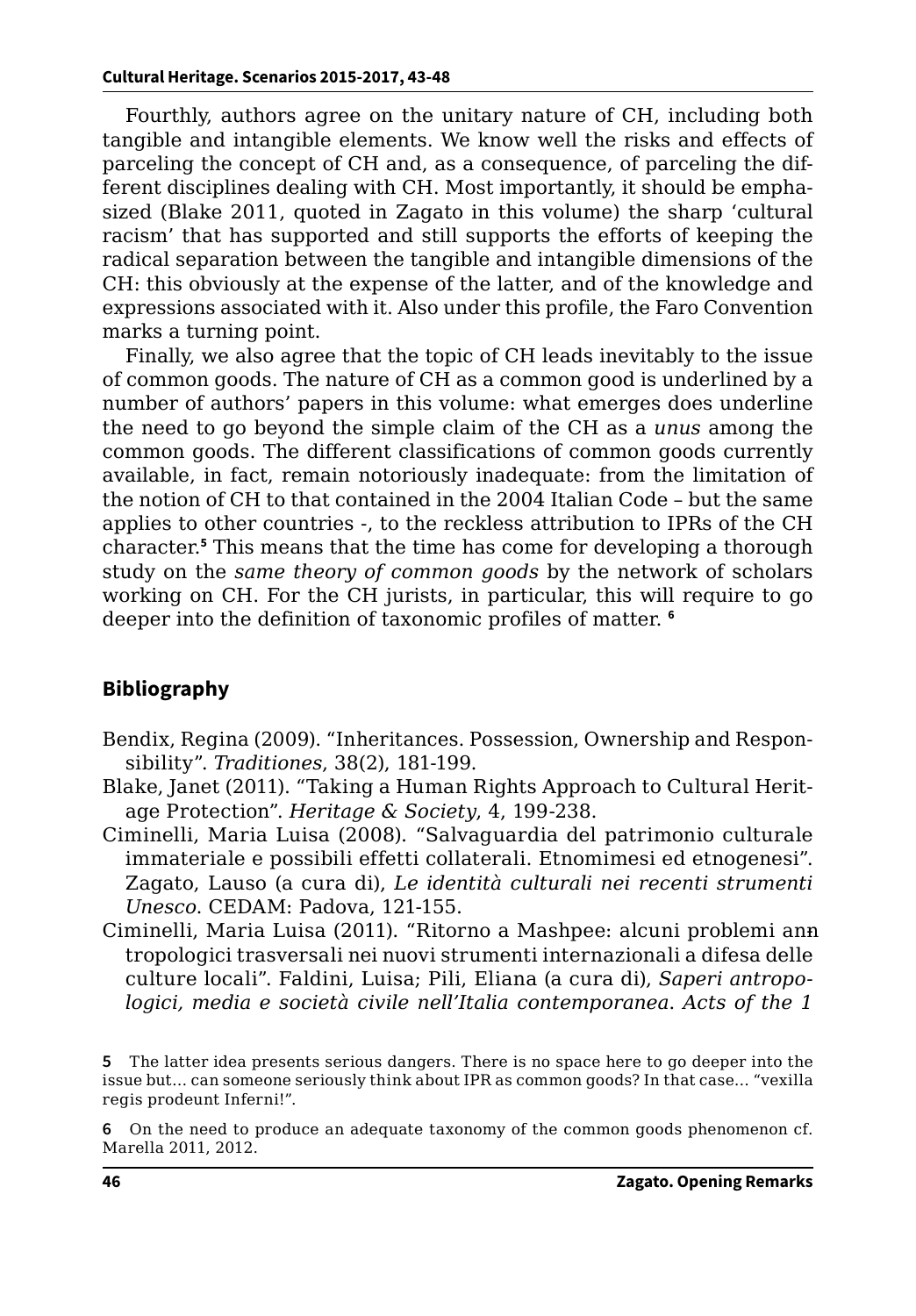Fourthly, authors agree on the unitary nature of CH, including both tangible and intangible elements. We know well the risks and effects of parceling the concept of CH and, as a consequence, of parceling the different disciplines dealing with CH. Most importantly, it should be emphasized (Blake 2011, quoted in Zagato in this volume) the sharp 'cultural racism' that has supported and still supports the efforts of keeping the radical separation between the tangible and intangible dimensions of the CH: this obviously at the expense of the latter, and of the knowledge and expressions associated with it. Also under this profile, the Faro Convention marks a turning point.

Finally, we also agree that the topic of CH leads inevitably to the issue of common goods. The nature of CH as a common good is underlined by a number of authors' papers in this volume: what emerges does underline the need to go beyond the simple claim of the CH as a *unus* among the common goods. The different classifications of common goods currently available, in fact, remain notoriously inadequate: from the limitation of the notion of CH to that contained in the 2004 Italian Code – but the same applies to other countries -, to the reckless attribution to IPRs of the CH character.[5] This means that the time has come for developing a thorough study on the *same theory of common goods* by the network of scholars working on CH. For the CH jurists, in particular, this will require to go deeper into the definition of taxonomic profiles of matter. [6]

## Bibliography

Bendix, Regina (2009). "Inheritances. Possession, Ownership and Responsibility". *Traditiones*, 38(2), 181-199.

Blake, Janet (2011). "Taking a Human Rights Approach to Cultural Heritage Protection". *Heritage & Society*, 4, 199-238.

Ciminelli, Maria Luisa (2008). "Salvaguardia del patrimonio culturale immateriale e possibili effetti collaterali. Etnomimesi ed etnogenesi". Zagato, Lauso (a cura di), *Le identità culturali nei recenti strumenti Unesco*. CEDAM: Padova, 121-155.

Ciminelli, Maria Luisa (2011). "Ritorno a Mashpee: alcuni problemi antropologici trasversali nei nuovi strumenti internazionali a difesa delle culture locali". Faldini, Luisa; Pili, Eliana (a cura di), *Saperi antropologici, media e società civile nell'Italia contemporanea. Acts of the 1*

5 The latter idea presents serious dangers. There is no space here to go deeper into the issue but... can someone seriously think about IPR as common goods? In that case... "vexilla regis prodeunt Inferni!".

6 On the need to produce an adequate taxonomy of the common goods phenomenon cf. Marella 2011, 2012.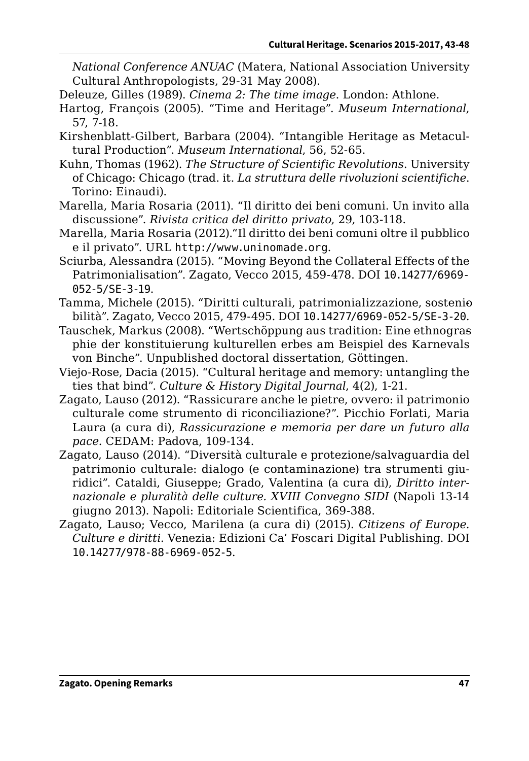*National Conference ANUAC* (Matera, National Association University Cultural Anthropologists, 29-31 May 2008).

Deleuze, Gilles (1989). *Cinema 2: The time image*. London: Athlone.

Hartog, François (2005). “Time and Heritage”. *Museum International*, 57, 7-18.

Kirshenblatt-Gilbert, Barbara (2004). “Intangible Heritage as Metacultural Production”. *Museum International*, 56, 52-65.

Kuhn, Thomas (1962). *The Structure of Scientific Revolutions*. University of Chicago: Chicago (trad. it. *La struttura delle rivoluzioni scientifiche*. Torino: Einaudi).

Marella, Maria Rosaria (2011). “Il diritto dei beni comuni. Un invito alla discussione”. *Rivista critica del diritto privato*, 29, 103-118.

Marella, Maria Rosaria (2012).“Il diritto dei beni comuni oltre il pubblico e il privato”. URL http://www.uninomade.org.

Sciurba, Alessandra (2015). “Moving Beyond the Collateral Effects of the Patrimonialisation”. Zagato, Vecco 2015, 459-478. DOI 10.14277/6969-052-5/SE-3-19.

Tamma, Michele (2015). “Diritti culturali, patrimonializzazione, sostenibilità”. Zagato, Vecco 2015, 479-495. DOI 10.14277/6969-052-5/SE-3-20.

Tauschek, Markus (2008). “Wertschöppung aus tradition: Eine ethnographie der konstituierung kulturellen erbes am Beispiel des Karnevals von Binche”. Unpublished doctoral dissertation, Göttingen.

Viejo-Rose, Dacia (2015). “Cultural heritage and memory: untangling the ties that bind”. *Culture & History Digital Journal*, 4(2), 1-21.

Zagato, Lauso (2012). “Rassicurare anche le pietre, ovvero: il patrimonio culturale come strumento di riconciliazione?”. Picchio Forlati, Maria Laura (a cura di), *Rassicurazione e memoria per dare un futuro alla pace*. CEDAM: Padova, 109-134.

Zagato, Lauso (2014). “Diversità culturale e protezione/salvaguardia del patrimonio culturale: dialogo (e contaminazione) tra strumenti giuridici”. Cataldi, Giuseppe; Grado, Valentina (a cura di), *Diritto internazionale e pluralità delle culture. XVIII Convegno SIDI* (Napoli 13-14 giugno 2013). Napoli: Editoriale Scientifica, 369-388.

Zagato, Lauso; Vecco, Marilena (a cura di) (2015). *Citizens of Europe. Culture e diritti*. Venezia: Edizioni Ca’ Foscari Digital Publishing. DOI 10.14277/978-88-6969-052-5.